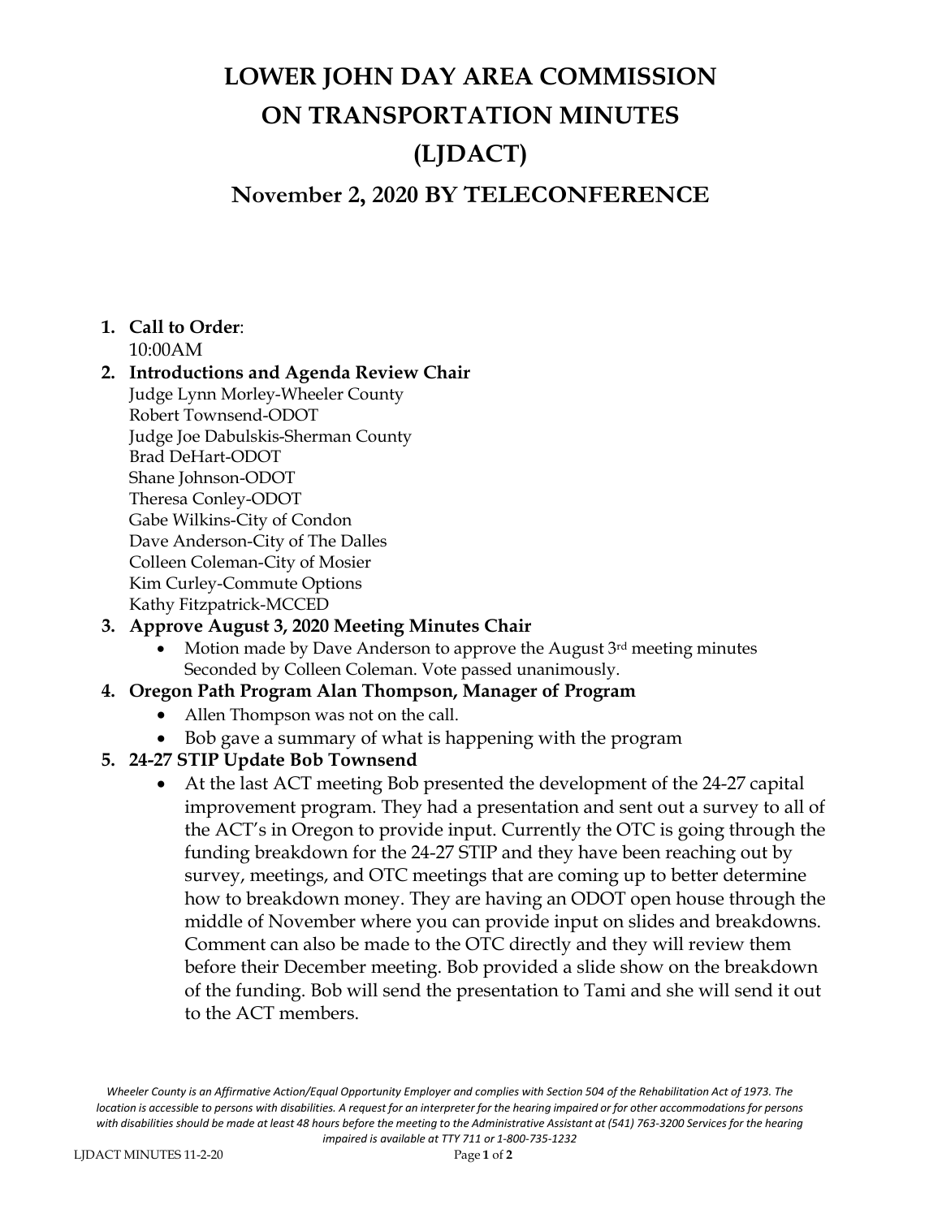# LOWER JOHN DAY AREA COMMISSION ON TRANSPORTATION MINUTES (LJDACT)

## November 2, 2020 BY TELECONFERENCE

1. **Call to Order**:
   10:00AM
2. **Introductions and Agenda Review Chair**
   Judge Lynn Morley-Wheeler County
   Robert Townsend-ODOT
   Judge Joe Dabulskis-Sherman County
   Brad DeHart-ODOT
   Shane Johnson-ODOT
   Theresa Conley-ODOT
   Gabe Wilkins-City of Condon
   Dave Anderson-City of The Dalles
   Colleen Coleman-City of Mosier
   Kim Curley-Commute Options
   Kathy Fitzpatrick-MCCED
3. **Approve August 3, 2020 Meeting Minutes Chair**
   - Motion made by Dave Anderson to approve the August 3rd meeting minutes Seconded by Colleen Coleman. Vote passed unanimously.
4. **Oregon Path Program Alan Thompson, Manager of Program**
   - Allen Thompson was not on the call.
   - Bob gave a summary of what is happening with the program
5. **24-27 STIP Update Bob Townsend**
   - At the last ACT meeting Bob presented the development of the 24-27 capital improvement program. They had a presentation and sent out a survey to all of the ACT's in Oregon to provide input. Currently the OTC is going through the funding breakdown for the 24-27 STIP and they have been reaching out by survey, meetings, and OTC meetings that are coming up to better determine how to breakdown money. They are having an ODOT open house through the middle of November where you can provide input on slides and breakdowns. Comment can also be made to the OTC directly and they will review them before their December meeting. Bob provided a slide show on the breakdown of the funding. Bob will send the presentation to Tami and she will send it out to the ACT members.

*Wheeler County is an Affirmative Action/Equal Opportunity Employer and complies with Section 504 of the Rehabilitation Act of 1973. The location is accessible to persons with disabilities. A request for an interpreter for the hearing impaired or for other accommodations for persons with disabilities should be made at least 48 hours before the meeting to the Administrative Assistant at (541) 763-3200 Services for the hearing impaired is available at TTY 711 or 1-800-735-1232*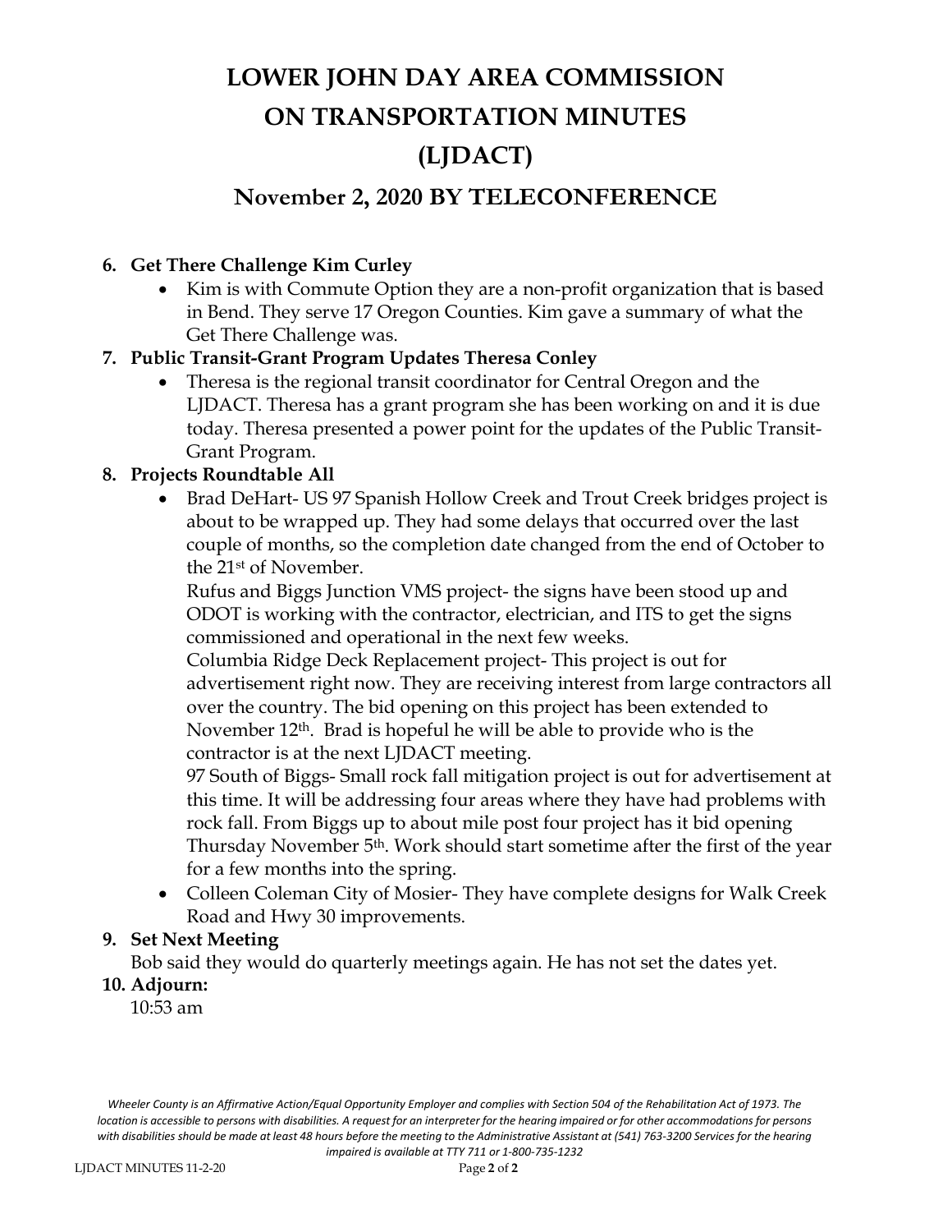# LOWER JOHN DAY AREA COMMISSION ON TRANSPORTATION MINUTES (LJDACT)

## November 2, 2020 BY TELECONFERENCE

6. **Get There Challenge Kim Curley**
   - Kim is with Commute Option they are a non-profit organization that is based in Bend. They serve 17 Oregon Counties. Kim gave a summary of what the Get There Challenge was.
7. **Public Transit-Grant Program Updates Theresa Conley**
   - Theresa is the regional transit coordinator for Central Oregon and the LJDACT. Theresa has a grant program she has been working on and it is due today. Theresa presented a power point for the updates of the Public Transit-Grant Program.
8. **Projects Roundtable All**
   - Brad DeHart- US 97 Spanish Hollow Creek and Trout Creek bridges project is about to be wrapped up. They had some delays that occurred over the last couple of months, so the completion date changed from the end of October to the 21st of November.

     Rufus and Biggs Junction VMS project- the signs have been stood up and ODOT is working with the contractor, electrician, and ITS to get the signs commissioned and operational in the next few weeks.

     Columbia Ridge Deck Replacement project- This project is out for advertisement right now. They are receiving interest from large contractors all over the country. The bid opening on this project has been extended to November 12th. Brad is hopeful he will be able to provide who is the contractor is at the next LJDACT meeting.

     97 South of Biggs- Small rock fall mitigation project is out for advertisement at this time. It will be addressing four areas where they have had problems with rock fall. From Biggs up to about mile post four project has it bid opening Thursday November 5th. Work should start sometime after the first of the year for a few months into the spring.
   - Colleen Coleman City of Mosier- They have complete designs for Walk Creek Road and Hwy 30 improvements.
9. **Set Next Meeting**

   Bob said they would do quarterly meetings again. He has not set the dates yet.
10. **Adjourn:**

    10:53 am

*Wheeler County is an Affirmative Action/Equal Opportunity Employer and complies with Section 504 of the Rehabilitation Act of 1973. The location is accessible to persons with disabilities. A request for an interpreter for the hearing impaired or for other accommodations for persons with disabilities should be made at least 48 hours before the meeting to the Administrative Assistant at (541) 763-3200 Services for the hearing impaired is available at TTY 711 or 1-800-735-1232*